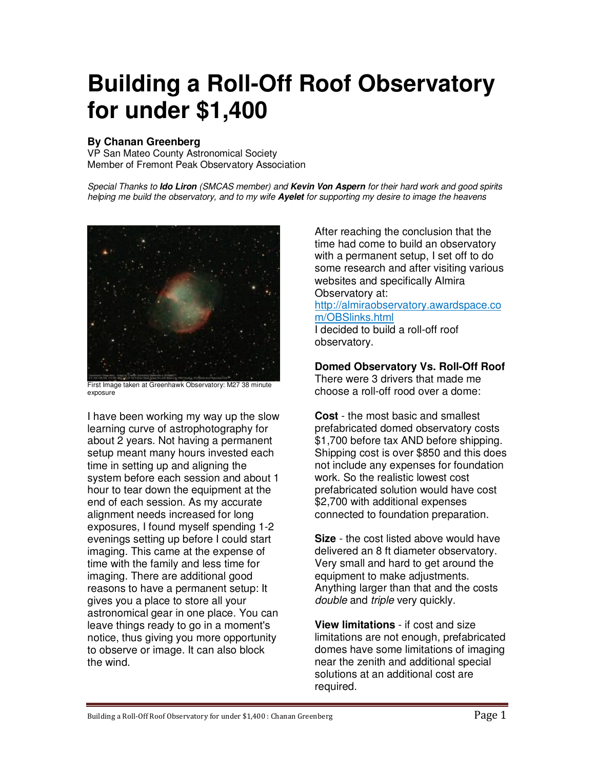# Building a Roll-Off Roof Observatory for under $1,400

**By Chanan Greenberg**
VP San Mateo County Astronomical Society
Member of Fremont Peak Observatory Association

*Special Thanks to **Ido Liron** (SMCAS member) and **Kevin Von Aspern** for their hard work and good spirits helping me build the observatory, and to my wife **Ayelet** for supporting my desire to image the heavens*

First Image taken at Greenhawk Observatory: M27 38 minute exposure

I have been working my way up the slow learning curve of astrophotography for about 2 years. Not having a permanent setup meant many hours invested each time in setting up and aligning the system before each session and about 1 hour to tear down the equipment at the end of each session. As my accurate alignment needs increased for long exposures, I found myself spending 1-2 evenings setting up before I could start imaging. This came at the expense of time with the family and less time for imaging. There are additional good reasons to have a permanent setup: It gives you a place to store all your astronomical gear in one place. You can leave things ready to go in a moment's notice, thus giving you more opportunity to observe or image. It can also block the wind.

After reaching the conclusion that the time had come to build an observatory with a permanent setup, I set off to do some research and after visiting various websites and specifically Almira Observatory at:
http://almiraobservatory.awardspace.com/OBSlinks.html
I decided to build a roll-off roof observatory.

**Domed Observatory Vs. Roll-Off Roof**
There were 3 drivers that made me choose a roll-off rood over a dome:

**Cost** - the most basic and smallest prefabricated domed observatory costs $1,700 before tax AND before shipping. Shipping cost is over $850 and this does not include any expenses for foundation work. So the realistic lowest cost prefabricated solution would have cost $2,700 with additional expenses connected to foundation preparation.

**Size** - the cost listed above would have delivered an 8 ft diameter observatory. Very small and hard to get around the equipment to make adjustments. Anything larger than that and the costs *double* and *triple* very quickly.

**View limitations** - if cost and size limitations are not enough, prefabricated domes have some limitations of imaging near the zenith and additional special solutions at an additional cost are required.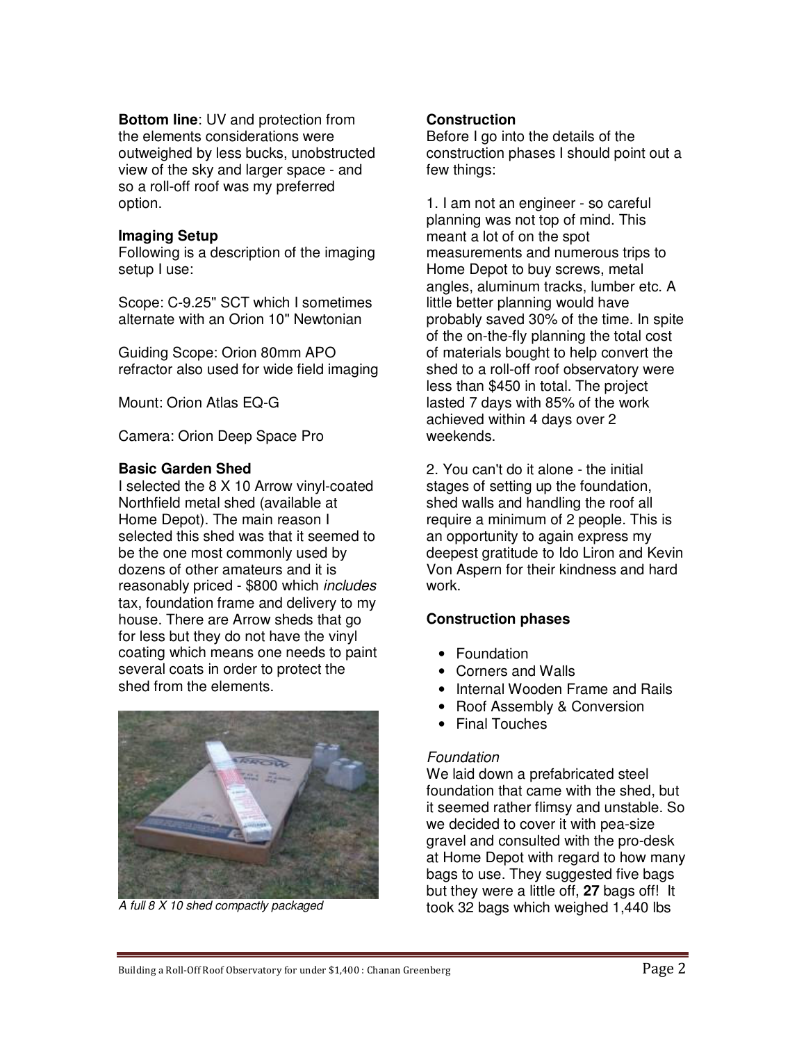**Bottom line**: UV and protection from the elements considerations were outweighed by less bucks, unobstructed view of the sky and larger space - and so a roll-off roof was my preferred option.

**Imaging Setup**

Following is a description of the imaging setup I use:

Scope: C-9.25" SCT which I sometimes alternate with an Orion 10" Newtonian

Guiding Scope: Orion 80mm APO refractor also used for wide field imaging

Mount: Orion Atlas EQ-G

Camera: Orion Deep Space Pro

**Basic Garden Shed**

I selected the 8 X 10 Arrow vinyl-coated Northfield metal shed (available at Home Depot). The main reason I selected this shed was that it seemed to be the one most commonly used by dozens of other amateurs and it is reasonably priced - $800 which *includes* tax, foundation frame and delivery to my house. There are Arrow sheds that go for less but they do not have the vinyl coating which means one needs to paint several coats in order to protect the shed from the elements.

*A full 8 X 10 shed compactly packaged*

**Construction**

Before I go into the details of the construction phases I should point out a few things:

1. I am not an engineer - so careful planning was not top of mind. This meant a lot of on the spot measurements and numerous trips to Home Depot to buy screws, metal angles, aluminum tracks, lumber etc. A little better planning would have probably saved 30% of the time. In spite of the on-the-fly planning the total cost of materials bought to help convert the shed to a roll-off roof observatory were less than $450 in total. The project lasted 7 days with 85% of the work achieved within 4 days over 2 weekends.

2. You can't do it alone - the initial stages of setting up the foundation, shed walls and handling the roof all require a minimum of 2 people. This is an opportunity to again express my deepest gratitude to Ido Liron and Kevin Von Aspern for their kindness and hard work.

**Construction phases**

- Foundation
- Corners and Walls
- Internal Wooden Frame and Rails
- Roof Assembly & Conversion
- Final Touches

*Foundation*

We laid down a prefabricated steel foundation that came with the shed, but it seemed rather flimsy and unstable. So we decided to cover it with pea-size gravel and consulted with the pro-desk at Home Depot with regard to how many bags to use. They suggested five bags but they were a little off, **27** bags off! It took 32 bags which weighed 1,440 lbs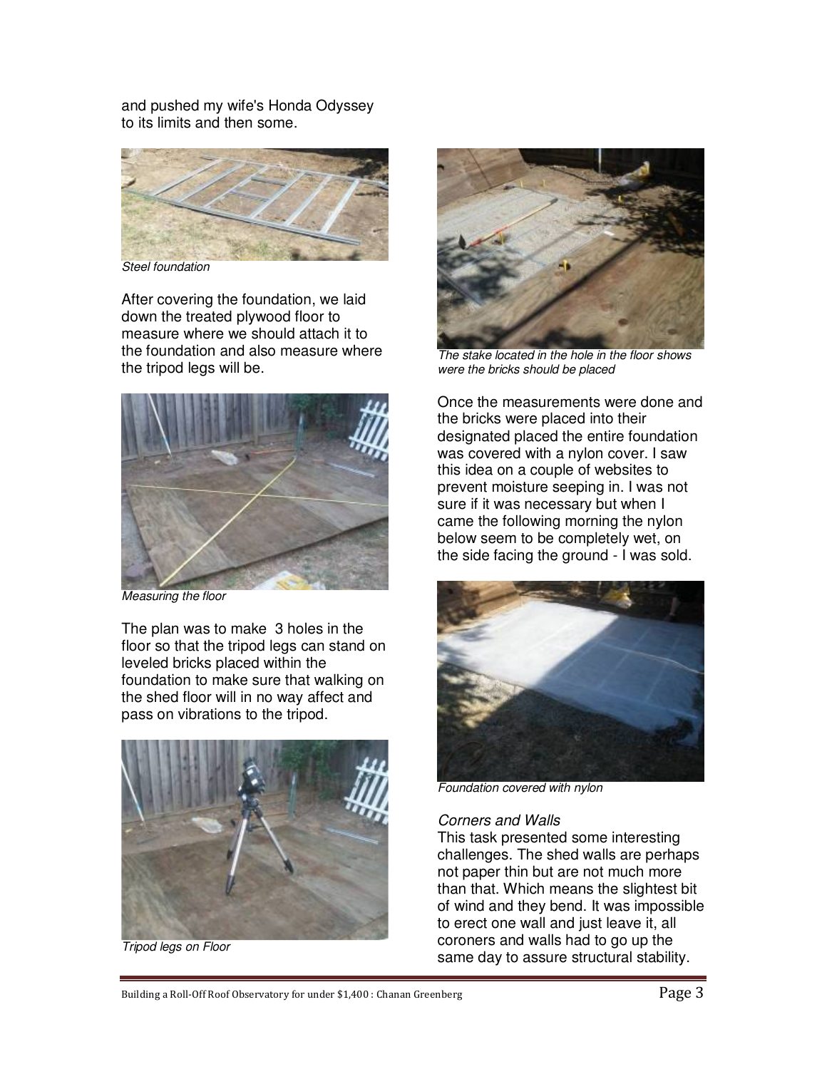and pushed my wife's Honda Odyssey to its limits and then some.

*Steel foundation*

After covering the foundation, we laid down the treated plywood floor to measure where we should attach it to the foundation and also measure where the tripod legs will be.

*Measuring the floor*

The plan was to make 3 holes in the floor so that the tripod legs can stand on leveled bricks placed within the foundation to make sure that walking on the shed floor will in no way affect and pass on vibrations to the tripod.

*Tripod legs on Floor*

*The stake located in the hole in the floor shows were the bricks should be placed*

Once the measurements were done and the bricks were placed into their designated placed the entire foundation was covered with a nylon cover. I saw this idea on a couple of websites to prevent moisture seeping in. I was not sure if it was necessary but when I came the following morning the nylon below seem to be completely wet, on the side facing the ground - I was sold.

*Foundation covered with nylon*

### *Corners and Walls*

This task presented some interesting challenges. The shed walls are perhaps not paper thin but are not much more than that. Which means the slightest bit of wind and they bend. It was impossible to erect one wall and just leave it, all coroners and walls had to go up the same day to assure structural stability.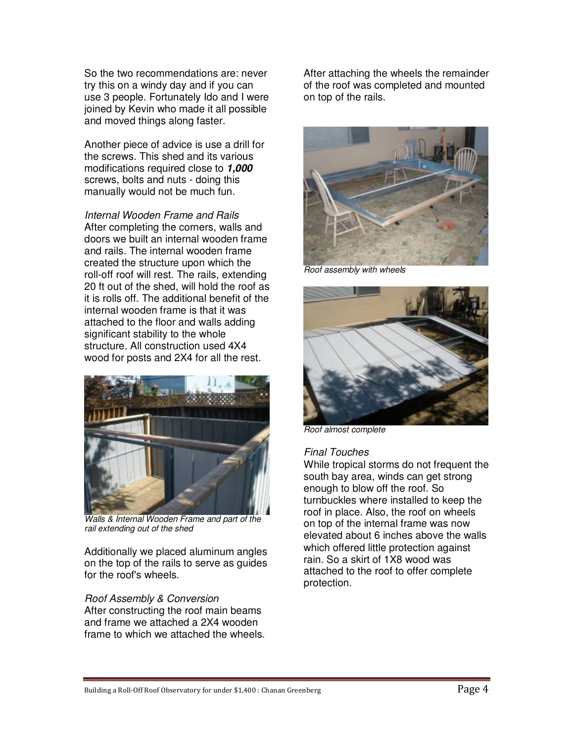So the two recommendations are: never try this on a windy day and if you can use 3 people. Fortunately Ido and I were joined by Kevin who made it all possible and moved things along faster.

Another piece of advice is use a drill for the screws. This shed and its various modifications required close to ***1,000*** screws, bolts and nuts - doing this manually would not be much fun.

*Internal Wooden Frame and Rails*

After completing the corners, walls and doors we built an internal wooden frame and rails. The internal wooden frame created the structure upon which the roll-off roof will rest. The rails, extending 20 ft out of the shed, will hold the roof as it is rolls off. The additional benefit of the internal wooden frame is that it was attached to the floor and walls adding significant stability to the whole structure. All construction used 4X4 wood for posts and 2X4 for all the rest.

*Walls & Internal Wooden Frame and part of the rail extending out of the shed*

Additionally we placed aluminum angles on the top of the rails to serve as guides for the roof's wheels.

*Roof Assembly & Conversion*

After constructing the roof main beams and frame we attached a 2X4 wooden frame to which we attached the wheels.

After attaching the wheels the remainder of the roof was completed and mounted on top of the rails.

*Roof assembly with wheels*

*Roof almost complete*

*Final Touches*

While tropical storms do not frequent the south bay area, winds can get strong enough to blow off the roof. So turnbuckles where installed to keep the roof in place. Also, the roof on wheels on top of the internal frame was now elevated about 6 inches above the walls which offered little protection against rain. So a skirt of 1X8 wood was attached to the roof to offer complete protection.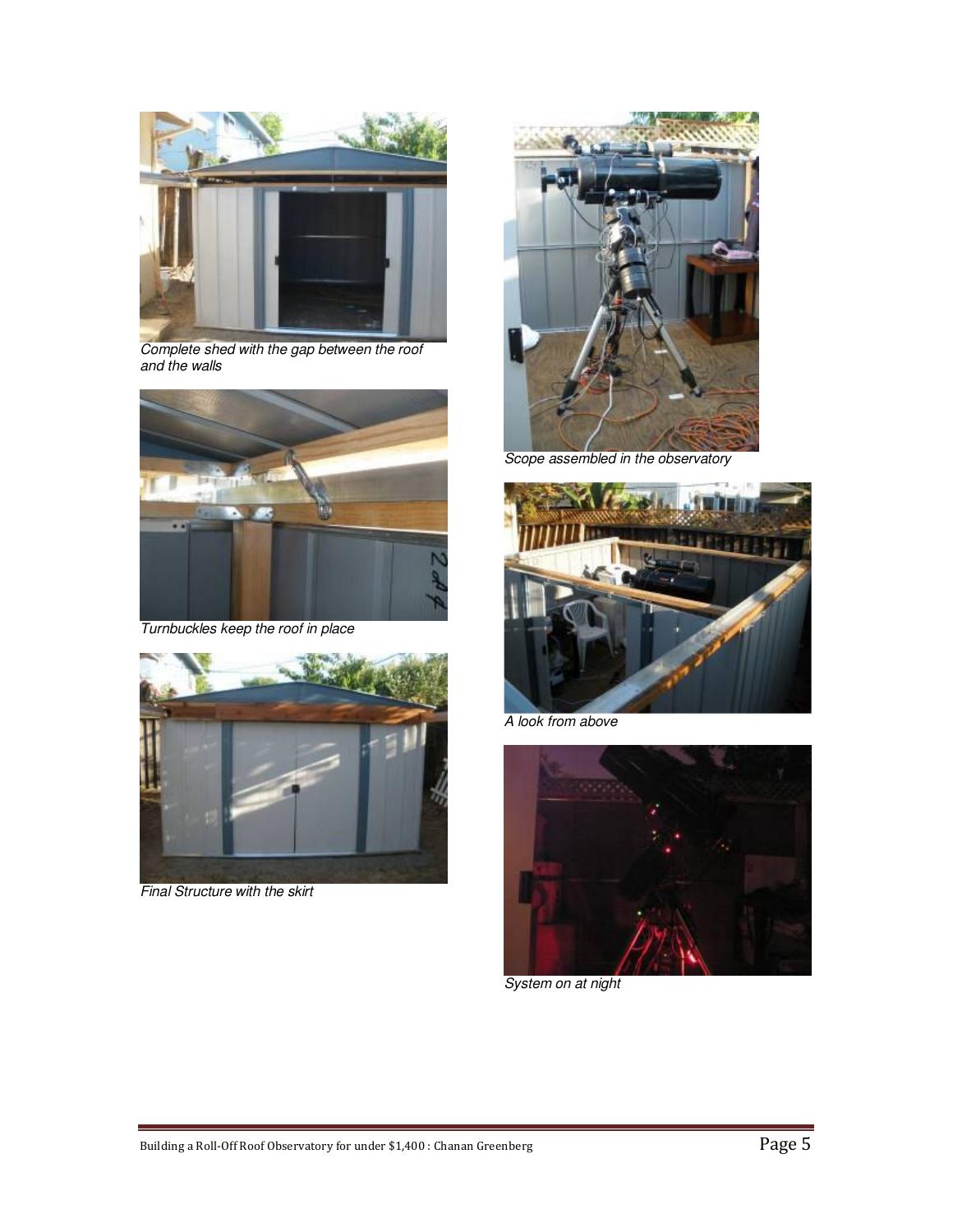*Complete shed with the gap between the roof and the walls*

*Turnbuckles keep the roof in place*

*Final Structure with the skirt*

*Scope assembled in the observatory*

*A look from above*

*System on at night*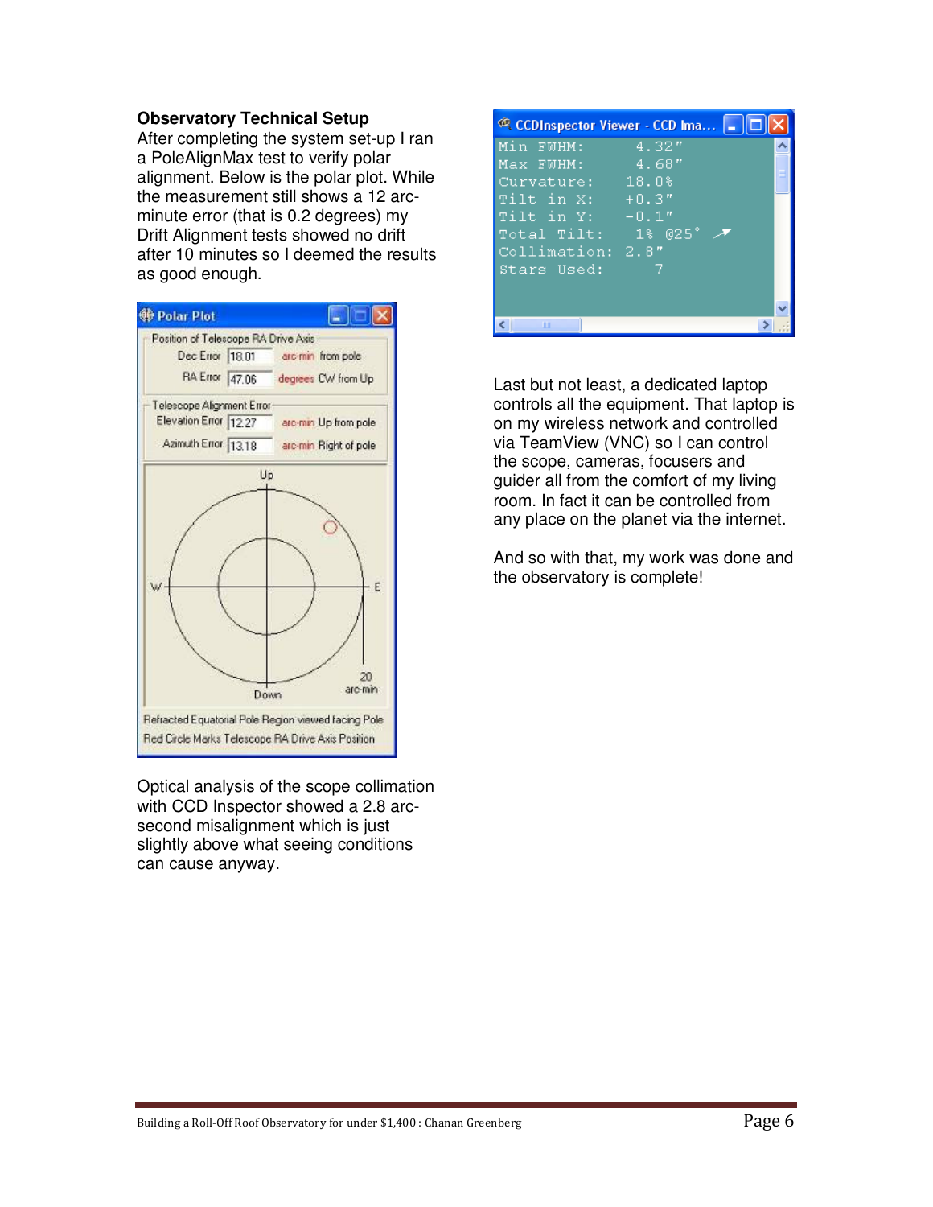**Observatory Technical Setup**

After completing the system set-up I ran a PoleAlignMax test to verify polar alignment. Below is the polar plot. While the measurement still shows a 12 arc-minute error (that is 0.2 degrees) my Drift Alignment tests showed no drift after 10 minutes so I deemed the results as good enough.

Polar Plot

Position of Telescope RA Drive Axis

Dec Error 18.01 arc-min from pole

RA Error 47.06 degrees CW from Up

Telescope Alignment Error

Elevation Error 12.27 arc-min Up from pole

Azimuth Error 13.18 arc-min Right of pole

Refracted Equatorial Pole Region viewed facing Pole

Red Circle Marks Telescope RA Drive Axis Position

Optical analysis of the scope collimation with CCD Inspector showed a 2.8 arc-second misalignment which is just slightly above what seeing conditions can cause anyway.

CCDInspector Viewer - CCD Ima...

```
Min FWHM:       4.32"
Max FWHM:       4.68"
Curvature:     18.0%
Tilt in X:     +0.3"
Tilt in Y:     -0.1"
Total Tilt:     1% @25°
Collimation:   2.8"
Stars Used:       7
```

Last but not least, a dedicated laptop controls all the equipment. That laptop is on my wireless network and controlled via TeamView (VNC) so I can control the scope, cameras, focusers and guider all from the comfort of my living room. In fact it can be controlled from any place on the planet via the internet.

And so with that, my work was done and the observatory is complete!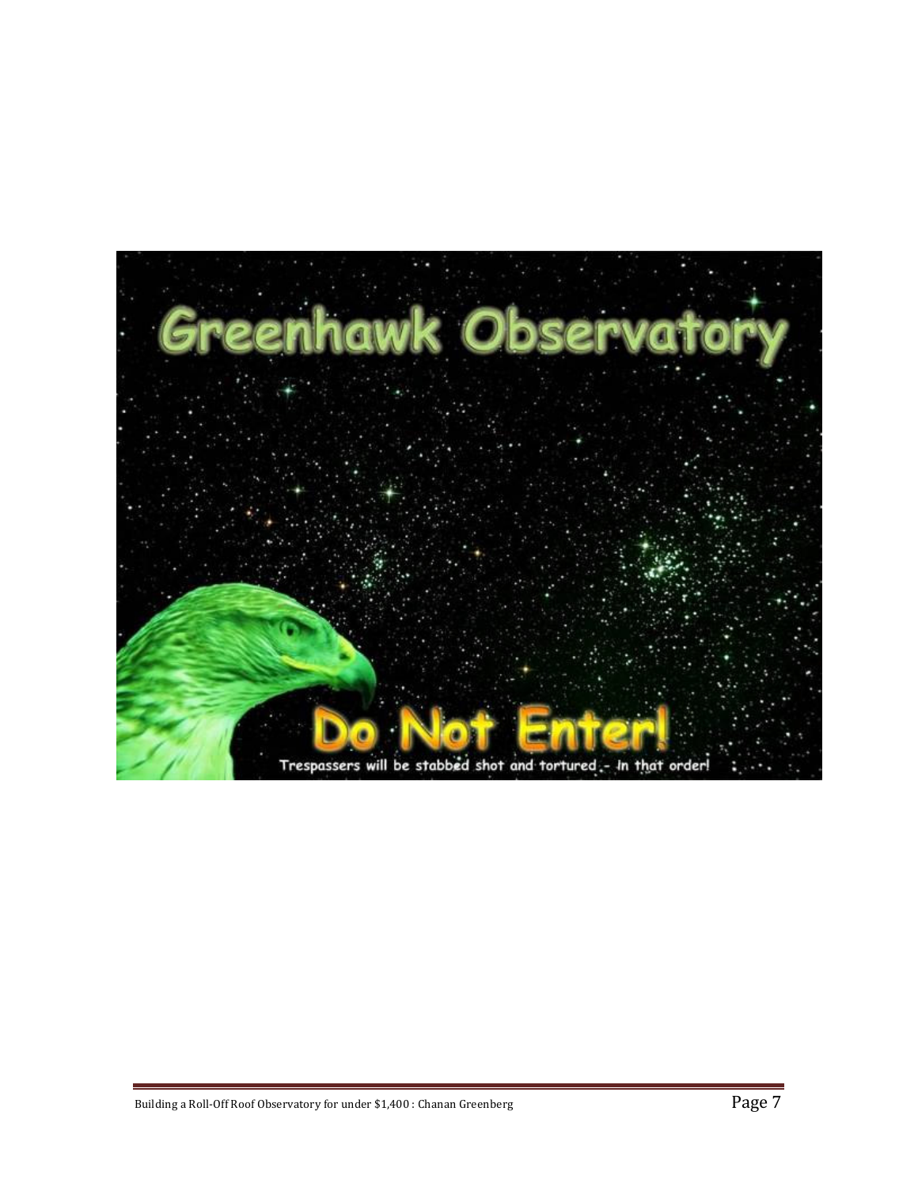Greenhawk Observatory

Do Not Enter!

Trespassers will be stabbed shot and tortured - In that order!